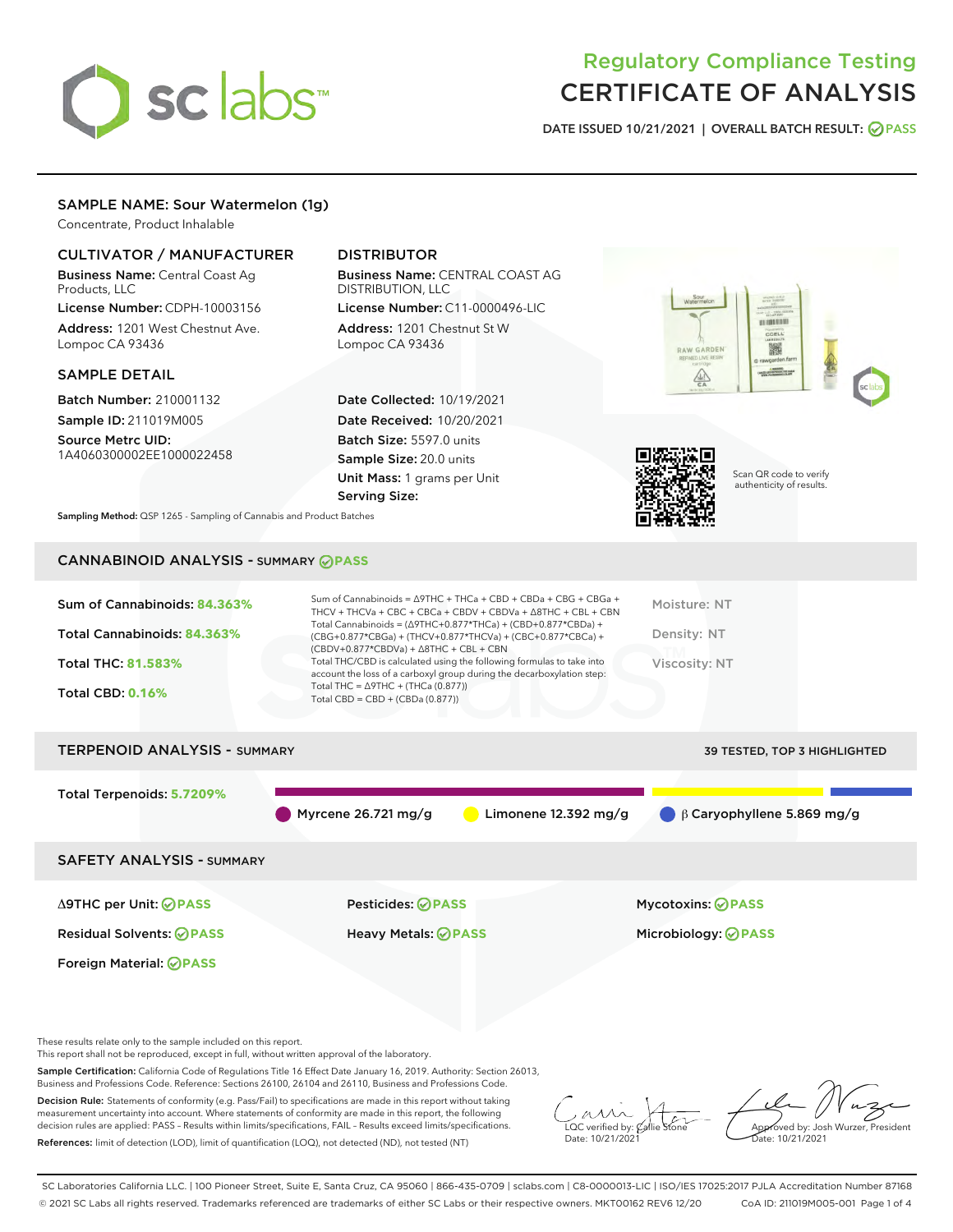# Regulatory Compliance Testing
# CERTIFICATE OF ANALYSIS

DATE ISSUED 10/21/2021 | OVERALL BATCH RESULT: PASS

## SAMPLE NAME: Sour Watermelon (1g)

Concentrate, Product Inhalable

### CULTIVATOR / MANUFACTURER

**Business Name:** Central Coast Ag Products, LLC

**License Number:** CDPH-10003156

**Address:** 1201 West Chestnut Ave. Lompoc CA 93436

### DISTRIBUTOR

**Business Name:** CENTRAL COAST AG DISTRIBUTION, LLC

**License Number:** C11-0000496-LIC

**Address:** 1201 Chestnut St W Lompoc CA 93436

### SAMPLE DETAIL

**Batch Number:** 210001132

**Sample ID:** 211019M005

**Source Metrc UID:** 1A4060300002EE1000022458

**Date Collected:** 10/19/2021

**Date Received:** 10/20/2021

**Batch Size:** 5597.0 units

**Sample Size:** 20.0 units

**Unit Mass:** 1 grams per Unit

**Serving Size:**

Scan QR code to verify authenticity of results.

**Sampling Method:** QSP 1265 - Sampling of Cannabis and Product Batches

## CANNABINOID ANALYSIS - SUMMARY PASS

Sum of Cannabinoids: **84.363%**

Total Cannabinoids: **84.363%**

Total THC: **81.583%**

Total CBD: **0.16%**

Sum of Cannabinoids = Δ9THC + THCa + CBD + CBDa + CBG + CBGa + THCV + THCVa + CBC + CBCa + CBDV + CBDVa + Δ8THC + CBL + CBN

Total Cannabinoids = (Δ9THC+0.877*THCa) + (CBD+0.877*CBDa) + (CBG+0.877*CBGa) + (THCV+0.877*THCVa) + (CBC+0.877*CBCa) + (CBDV+0.877*CBDVa) + Δ8THC + CBL + CBN

Total THC/CBD is calculated using the following formulas to take into account the loss of a carboxyl group during the decarboxylation step:

Total THC = Δ9THC + (THCa (0.877))

Total CBD = CBD + (CBDa (0.877))

Moisture: NT

Density: NT

Viscosity: NT

## TERPENOID ANALYSIS - SUMMARY

39 TESTED, TOP 3 HIGHLIGHTED

Total Terpenoids: **5.7209%**

Myrcene 26.721 mg/g | Limonene 12.392 mg/g | β Caryophyllene 5.869 mg/g

## SAFETY ANALYSIS - SUMMARY

| | | |
|---|---|---|
| Δ9THC per Unit: PASS | Pesticides: PASS | Mycotoxins: PASS |
| Residual Solvents: PASS | Heavy Metals: PASS | Microbiology: PASS |
| Foreign Material: PASS | | |

These results relate only to the sample included on this report.
This report shall not be reproduced, except in full, without written approval of the laboratory.

**Sample Certification:** California Code of Regulations Title 16 Effect Date January 16, 2019. Authority: Section 26013, Business and Professions Code. Reference: Sections 26100, 26104 and 26110, Business and Professions Code.

**Decision Rule:** Statements of conformity (e.g. Pass/Fail) to specifications are made in this report without taking measurement uncertainty into account. Where statements of conformity are made in this report, the following decision rules are applied: PASS – Results within limits/specifications, FAIL – Results exceed limits/specifications.

**References:** limit of detection (LOD), limit of quantification (LOQ), not detected (ND), not tested (NT)

LQC verified by: Callie Stone
Date: 10/21/2021

Approved by: Josh Wurzer, President
Date: 10/21/2021

SC Laboratories California LLC. | 100 Pioneer Street, Suite E, Santa Cruz, CA 95060 | 866-435-0709 | sclabs.com | C8-0000013-LIC | ISO/IES 17025:2017 PJLA Accreditation Number 87168
© 2021 SC Labs all rights reserved. Trademarks referenced are trademarks of either SC Labs or their respective owners. MKT00162 REV6 12/20 CoA ID: 211019M005-001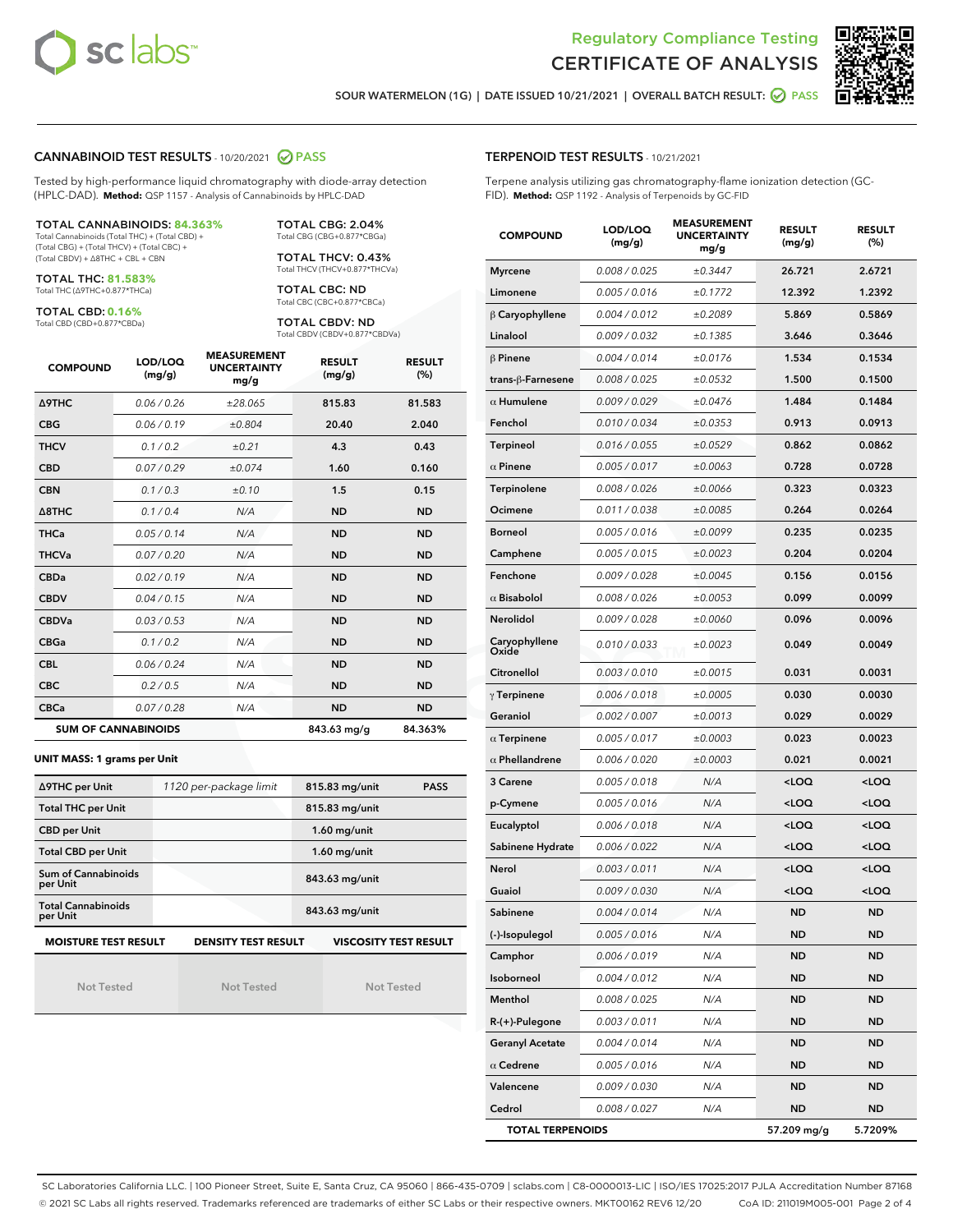# Regulatory Compliance Testing
# CERTIFICATE OF ANALYSIS

SOUR WATERMELON (1G) | DATE ISSUED 10/21/2021 | OVERALL BATCH RESULT: PASS

## CANNABINOID TEST RESULTS - 10/20/2021 PASS

Tested by high-performance liquid chromatography with diode-array detection (HPLC-DAD). **Method:** QSP 1157 - Analysis of Cannabinoids by HPLC-DAD

**TOTAL CANNABINOIDS: 84.363%**
Total Cannabinoids (Total THC) + (Total CBD) + (Total CBG) + (Total THCV) + (Total CBC) + (Total CBDV) + Δ8THC + CBL + CBN

**TOTAL THC: 81.583%**
Total THC (Δ9THC+0.877*THCa)

**TOTAL CBD: 0.16%**
Total CBD (CBD+0.877*CBDa)

**TOTAL CBG: 2.04%**
Total CBG (CBG+0.877*CBGa)

**TOTAL THCV: 0.43%**
Total THCV (THCV+0.877*THCVa)

**TOTAL CBC: ND**
Total CBC (CBC+0.877*CBCa)

**TOTAL CBDV: ND**
Total CBDV (CBDV+0.877*CBDVa)

| COMPOUND | LOD/LOQ (mg/g) | MEASUREMENT UNCERTAINTY mg/g | RESULT (mg/g) | RESULT (%) |
|---|---|---|---|---|
| Δ9THC | 0.06 / 0.26 | ±28.065 | 815.83 | 81.583 |
| CBG | 0.06 / 0.19 | ±0.804 | 20.40 | 2.040 |
| THCV | 0.1 / 0.2 | ±0.21 | 4.3 | 0.43 |
| CBD | 0.07 / 0.29 | ±0.074 | 1.60 | 0.160 |
| CBN | 0.1 / 0.3 | ±0.10 | 1.5 | 0.15 |
| Δ8THC | 0.1 / 0.4 | N/A | ND | ND |
| THCa | 0.05 / 0.14 | N/A | ND | ND |
| THCVa | 0.07 / 0.20 | N/A | ND | ND |
| CBDa | 0.02 / 0.19 | N/A | ND | ND |
| CBDV | 0.04 / 0.15 | N/A | ND | ND |
| CBDVa | 0.03 / 0.53 | N/A | ND | ND |
| CBGa | 0.1 / 0.2 | N/A | ND | ND |
| CBL | 0.06 / 0.24 | N/A | ND | ND |
| CBC | 0.2 / 0.5 | N/A | ND | ND |
| CBCa | 0.07 / 0.28 | N/A | ND | ND |
| **SUM OF CANNABINOIDS** | | | 843.63 mg/g | 84.363% |

### UNIT MASS: 1 grams per Unit

| | | | |
|---|---|---|---|
| Δ9THC per Unit | 1120 per-package limit | 815.83 mg/unit | PASS |
| Total THC per Unit | | 815.83 mg/unit | |
| CBD per Unit | | 1.60 mg/unit | |
| Total CBD per Unit | | 1.60 mg/unit | |
| Sum of Cannabinoids per Unit | | 843.63 mg/unit | |
| Total Cannabinoids per Unit | | 843.63 mg/unit | |

| MOISTURE TEST RESULT | DENSITY TEST RESULT | VISCOSITY TEST RESULT |
|---|---|---|
| Not Tested | Not Tested | Not Tested |

## TERPENOID TEST RESULTS - 10/21/2021

Terpene analysis utilizing gas chromatography-flame ionization detection (GC-FID). **Method:** QSP 1192 - Analysis of Terpenoids by GC-FID

| COMPOUND | LOD/LOQ (mg/g) | MEASUREMENT UNCERTAINTY mg/g | RESULT (mg/g) | RESULT (%) |
|---|---|---|---|---|
| Myrcene | 0.008 / 0.025 | ±0.3447 | 26.721 | 2.6721 |
| Limonene | 0.005 / 0.016 | ±0.1772 | 12.392 | 1.2392 |
| β Caryophyllene | 0.004 / 0.012 | ±0.2089 | 5.869 | 0.5869 |
| Linalool | 0.009 / 0.032 | ±0.1385 | 3.646 | 0.3646 |
| β Pinene | 0.004 / 0.014 | ±0.0176 | 1.534 | 0.1534 |
| trans-β-Farnesene | 0.008 / 0.025 | ±0.0532 | 1.500 | 0.1500 |
| α Humulene | 0.009 / 0.029 | ±0.0476 | 1.484 | 0.1484 |
| Fenchol | 0.010 / 0.034 | ±0.0353 | 0.913 | 0.0913 |
| Terpineol | 0.016 / 0.055 | ±0.0529 | 0.862 | 0.0862 |
| α Pinene | 0.005 / 0.017 | ±0.0063 | 0.728 | 0.0728 |
| Terpinolene | 0.008 / 0.026 | ±0.0066 | 0.323 | 0.0323 |
| Ocimene | 0.011 / 0.038 | ±0.0085 | 0.264 | 0.0264 |
| Borneol | 0.005 / 0.016 | ±0.0099 | 0.235 | 0.0235 |
| Camphene | 0.005 / 0.015 | ±0.0023 | 0.204 | 0.0204 |
| Fenchone | 0.009 / 0.028 | ±0.0045 | 0.156 | 0.0156 |
| α Bisabolol | 0.008 / 0.026 | ±0.0053 | 0.099 | 0.0099 |
| Nerolidol | 0.009 / 0.028 | ±0.0060 | 0.096 | 0.0096 |
| Caryophyllene Oxide | 0.010 / 0.033 | ±0.0023 | 0.049 | 0.0049 |
| Citronellol | 0.003 / 0.010 | ±0.0015 | 0.031 | 0.0031 |
| γ Terpinene | 0.006 / 0.018 | ±0.0005 | 0.030 | 0.0030 |
| Geraniol | 0.002 / 0.007 | ±0.0013 | 0.029 | 0.0029 |
| α Terpinene | 0.005 / 0.017 | ±0.0003 | 0.023 | 0.0023 |
| α Phellandrene | 0.006 / 0.020 | ±0.0003 | 0.021 | 0.0021 |
| 3 Carene | 0.005 / 0.018 | N/A | <LOQ | <LOQ |
| p-Cymene | 0.005 / 0.016 | N/A | <LOQ | <LOQ |
| Eucalyptol | 0.006 / 0.018 | N/A | <LOQ | <LOQ |
| Sabinene Hydrate | 0.006 / 0.022 | N/A | <LOQ | <LOQ |
| Nerol | 0.003 / 0.011 | N/A | <LOQ | <LOQ |
| Guaiol | 0.009 / 0.030 | N/A | <LOQ | <LOQ |
| Sabinene | 0.004 / 0.014 | N/A | ND | ND |
| (-)-Isopulegol | 0.005 / 0.016 | N/A | ND | ND |
| Camphor | 0.006 / 0.019 | N/A | ND | ND |
| Isoborneol | 0.004 / 0.012 | N/A | ND | ND |
| Menthol | 0.008 / 0.025 | N/A | ND | ND |
| R-(+)-Pulegone | 0.003 / 0.011 | N/A | ND | ND |
| Geranyl Acetate | 0.004 / 0.014 | N/A | ND | ND |
| α Cedrene | 0.005 / 0.016 | N/A | ND | ND |
| Valencene | 0.009 / 0.030 | N/A | ND | ND |
| Cedrol | 0.008 / 0.027 | N/A | ND | ND |
| **TOTAL TERPENOIDS** | | | 57.209 mg/g | 5.7209% |

SC Laboratories California LLC. | 100 Pioneer Street, Suite E, Santa Cruz, CA 95060 | 866-435-0709 | sclabs.com | C8-0000013-LIC | ISO/IES 17025:2017 PJLA Accreditation Number 87168
© 2021 SC Labs all rights reserved. Trademarks referenced are trademarks of either SC Labs or their respective owners. MKT00162 REV6 12/20 CoA ID: 211019M005-001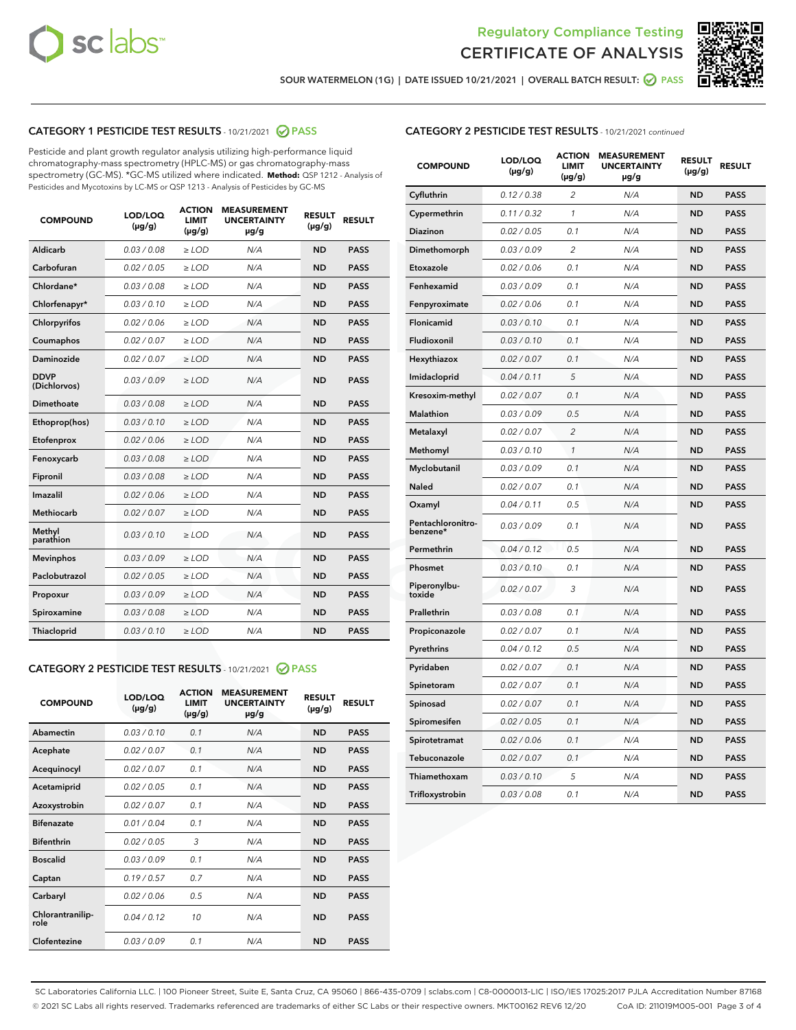# Regulatory Compliance Testing
# CERTIFICATE OF ANALYSIS

SOUR WATERMELON (1G) | DATE ISSUED 10/21/2021 | OVERALL BATCH RESULT: PASS

## CATEGORY 1 PESTICIDE TEST RESULTS - 10/21/2021 PASS

Pesticide and plant growth regulator analysis utilizing high-performance liquid chromatography-mass spectrometry (HPLC-MS) or gas chromatography-mass spectrometry (GC-MS). *GC-MS utilized where indicated. **Method:** QSP 1212 - Analysis of Pesticides and Mycotoxins by LC-MS or QSP 1213 - Analysis of Pesticides by GC-MS

| COMPOUND | LOD/LOQ (µg/g) | ACTION LIMIT (µg/g) | MEASUREMENT UNCERTAINTY µg/g | RESULT (µg/g) | RESULT |
|---|---|---|---|---|---|
| Aldicarb | 0.03 / 0.08 | ≥ LOD | N/A | ND | PASS |
| Carbofuran | 0.02 / 0.05 | ≥ LOD | N/A | ND | PASS |
| Chlordane* | 0.03 / 0.08 | ≥ LOD | N/A | ND | PASS |
| Chlorfenapyr* | 0.03 / 0.10 | ≥ LOD | N/A | ND | PASS |
| Chlorpyrifos | 0.02 / 0.06 | ≥ LOD | N/A | ND | PASS |
| Coumaphos | 0.02 / 0.07 | ≥ LOD | N/A | ND | PASS |
| Daminozide | 0.02 / 0.07 | ≥ LOD | N/A | ND | PASS |
| DDVP (Dichlorvos) | 0.03 / 0.09 | ≥ LOD | N/A | ND | PASS |
| Dimethoate | 0.03 / 0.08 | ≥ LOD | N/A | ND | PASS |
| Ethoprop(hos) | 0.03 / 0.10 | ≥ LOD | N/A | ND | PASS |
| Etofenprox | 0.02 / 0.06 | ≥ LOD | N/A | ND | PASS |
| Fenoxycarb | 0.03 / 0.08 | ≥ LOD | N/A | ND | PASS |
| Fipronil | 0.03 / 0.08 | ≥ LOD | N/A | ND | PASS |
| Imazalil | 0.02 / 0.06 | ≥ LOD | N/A | ND | PASS |
| Methiocarb | 0.02 / 0.07 | ≥ LOD | N/A | ND | PASS |
| Methyl parathion | 0.03 / 0.10 | ≥ LOD | N/A | ND | PASS |
| Mevinphos | 0.03 / 0.09 | ≥ LOD | N/A | ND | PASS |
| Paclobutrazol | 0.02 / 0.05 | ≥ LOD | N/A | ND | PASS |
| Propoxur | 0.03 / 0.09 | ≥ LOD | N/A | ND | PASS |
| Spiroxamine | 0.03 / 0.08 | ≥ LOD | N/A | ND | PASS |
| Thiacloprid | 0.03 / 0.10 | ≥ LOD | N/A | ND | PASS |

## CATEGORY 2 PESTICIDE TEST RESULTS - 10/21/2021 PASS

| COMPOUND | LOD/LOQ (µg/g) | ACTION LIMIT (µg/g) | MEASUREMENT UNCERTAINTY µg/g | RESULT (µg/g) | RESULT |
|---|---|---|---|---|---|
| Abamectin | 0.03 / 0.10 | 0.1 | N/A | ND | PASS |
| Acephate | 0.02 / 0.07 | 0.1 | N/A | ND | PASS |
| Acequinocyl | 0.02 / 0.07 | 0.1 | N/A | ND | PASS |
| Acetamiprid | 0.02 / 0.05 | 0.1 | N/A | ND | PASS |
| Azoxystrobin | 0.02 / 0.07 | 0.1 | N/A | ND | PASS |
| Bifenazate | 0.01 / 0.04 | 0.1 | N/A | ND | PASS |
| Bifenthrin | 0.02 / 0.05 | 3 | N/A | ND | PASS |
| Boscalid | 0.03 / 0.09 | 0.1 | N/A | ND | PASS |
| Captan | 0.19 / 0.57 | 0.7 | N/A | ND | PASS |
| Carbaryl | 0.02 / 0.06 | 0.5 | N/A | ND | PASS |
| Chlorantraniliprole | 0.04 / 0.12 | 10 | N/A | ND | PASS |
| Clofentezine | 0.03 / 0.09 | 0.1 | N/A | ND | PASS |
| Cyfluthrin | 0.12 / 0.38 | 2 | N/A | ND | PASS |
| Cypermethrin | 0.11 / 0.32 | 1 | N/A | ND | PASS |
| Diazinon | 0.02 / 0.05 | 0.1 | N/A | ND | PASS |
| Dimethomorph | 0.03 / 0.09 | 2 | N/A | ND | PASS |
| Etoxazole | 0.02 / 0.06 | 0.1 | N/A | ND | PASS |
| Fenhexamid | 0.03 / 0.09 | 0.1 | N/A | ND | PASS |
| Fenpyroximate | 0.02 / 0.06 | 0.1 | N/A | ND | PASS |
| Flonicamid | 0.03 / 0.10 | 0.1 | N/A | ND | PASS |
| Fludioxonil | 0.03 / 0.10 | 0.1 | N/A | ND | PASS |
| Hexythiazox | 0.02 / 0.07 | 0.1 | N/A | ND | PASS |
| Imidacloprid | 0.04 / 0.11 | 5 | N/A | ND | PASS |
| Kresoxim-methyl | 0.02 / 0.07 | 0.1 | N/A | ND | PASS |
| Malathion | 0.03 / 0.09 | 0.5 | N/A | ND | PASS |
| Metalaxyl | 0.02 / 0.07 | 2 | N/A | ND | PASS |
| Methomyl | 0.03 / 0.10 | 1 | N/A | ND | PASS |
| Myclobutanil | 0.03 / 0.09 | 0.1 | N/A | ND | PASS |
| Naled | 0.02 / 0.07 | 0.1 | N/A | ND | PASS |
| Oxamyl | 0.04 / 0.11 | 0.5 | N/A | ND | PASS |
| Pentachloronitrobenzene* | 0.03 / 0.09 | 0.1 | N/A | ND | PASS |
| Permethrin | 0.04 / 0.12 | 0.5 | N/A | ND | PASS |
| Phosmet | 0.03 / 0.10 | 0.1 | N/A | ND | PASS |
| Piperonylbutoxide | 0.02 / 0.07 | 3 | N/A | ND | PASS |
| Prallethrin | 0.03 / 0.08 | 0.1 | N/A | ND | PASS |
| Propiconazole | 0.02 / 0.07 | 0.1 | N/A | ND | PASS |
| Pyrethrins | 0.04 / 0.12 | 0.5 | N/A | ND | PASS |
| Pyridaben | 0.02 / 0.07 | 0.1 | N/A | ND | PASS |
| Spinetoram | 0.02 / 0.07 | 0.1 | N/A | ND | PASS |
| Spinosad | 0.02 / 0.07 | 0.1 | N/A | ND | PASS |
| Spiromesifen | 0.02 / 0.05 | 0.1 | N/A | ND | PASS |
| Spirotetramat | 0.02 / 0.06 | 0.1 | N/A | ND | PASS |
| Tebuconazole | 0.02 / 0.07 | 0.1 | N/A | ND | PASS |
| Thiamethoxam | 0.03 / 0.10 | 5 | N/A | ND | PASS |
| Trifloxystrobin | 0.03 / 0.08 | 0.1 | N/A | ND | PASS |

SC Laboratories California LLC. | 100 Pioneer Street, Suite E, Santa Cruz, CA 95060 | 866-435-0709 | sclabs.com | C8-0000013-LIC | ISO/IES 17025:2017 PJLA Accreditation Number 87168
© 2021 SC Labs all rights reserved. Trademarks referenced are trademarks of either SC Labs or their respective owners. MKT00162 REV6 12/20 CoA ID: 211019M005-001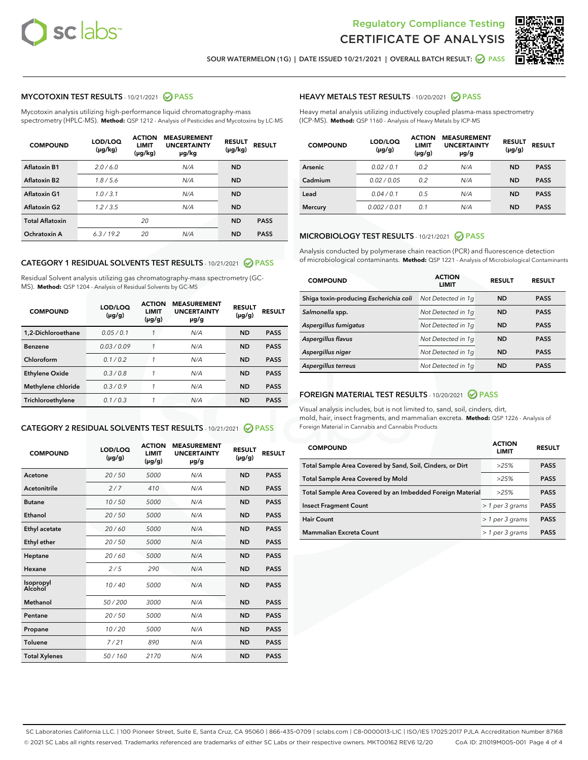Regulatory Compliance Testing

# CERTIFICATE OF ANALYSIS

SOUR WATERMELON (1G) | DATE ISSUED 10/21/2021 | OVERALL BATCH RESULT: PASS

## MYCOTOXIN TEST RESULTS - 10/21/2021 PASS

Mycotoxin analysis utilizing high-performance liquid chromatography-mass spectrometry (HPLC-MS). **Method:** QSP 1212 - Analysis of Pesticides and Mycotoxins by LC-MS

| COMPOUND | LOD/LOQ (µg/kg) | ACTION LIMIT (µg/kg) | MEASUREMENT UNCERTAINTY µg/kg | RESULT (µg/kg) | RESULT |
|---|---|---|---|---|---|
| Aflatoxin B1 | 2.0 / 6.0 | | N/A | ND | |
| Aflatoxin B2 | 1.8 / 5.6 | | N/A | ND | |
| Aflatoxin G1 | 1.0 / 3.1 | | N/A | ND | |
| Aflatoxin G2 | 1.2 / 3.5 | | N/A | ND | |
| Total Aflatoxin | | 20 | | ND | PASS |
| Ochratoxin A | 6.3 / 19.2 | 20 | N/A | ND | PASS |

## CATEGORY 1 RESIDUAL SOLVENTS TEST RESULTS - 10/21/2021 PASS

Residual Solvent analysis utilizing gas chromatography-mass spectrometry (GC-MS). **Method:** QSP 1204 - Analysis of Residual Solvents by GC-MS

| COMPOUND | LOD/LOQ (µg/g) | ACTION LIMIT (µg/g) | MEASUREMENT UNCERTAINTY µg/g | RESULT (µg/g) | RESULT |
|---|---|---|---|---|---|
| 1,2-Dichloroethane | 0.05 / 0.1 | 1 | N/A | ND | PASS |
| Benzene | 0.03 / 0.09 | 1 | N/A | ND | PASS |
| Chloroform | 0.1 / 0.2 | 1 | N/A | ND | PASS |
| Ethylene Oxide | 0.3 / 0.8 | 1 | N/A | ND | PASS |
| Methylene chloride | 0.3 / 0.9 | 1 | N/A | ND | PASS |
| Trichloroethylene | 0.1 / 0.3 | 1 | N/A | ND | PASS |

## CATEGORY 2 RESIDUAL SOLVENTS TEST RESULTS - 10/21/2021 PASS

| COMPOUND | LOD/LOQ (µg/g) | ACTION LIMIT (µg/g) | MEASUREMENT UNCERTAINTY µg/g | RESULT (µg/g) | RESULT |
|---|---|---|---|---|---|
| Acetone | 20 / 50 | 5000 | N/A | ND | PASS |
| Acetonitrile | 2 / 7 | 410 | N/A | ND | PASS |
| Butane | 10 / 50 | 5000 | N/A | ND | PASS |
| Ethanol | 20 / 50 | 5000 | N/A | ND | PASS |
| Ethyl acetate | 20 / 60 | 5000 | N/A | ND | PASS |
| Ethyl ether | 20 / 50 | 5000 | N/A | ND | PASS |
| Heptane | 20 / 60 | 5000 | N/A | ND | PASS |
| Hexane | 2 / 5 | 290 | N/A | ND | PASS |
| Isopropyl Alcohol | 10 / 40 | 5000 | N/A | ND | PASS |
| Methanol | 50 / 200 | 3000 | N/A | ND | PASS |
| Pentane | 20 / 50 | 5000 | N/A | ND | PASS |
| Propane | 10 / 20 | 5000 | N/A | ND | PASS |
| Toluene | 7 / 21 | 890 | N/A | ND | PASS |
| Total Xylenes | 50 / 160 | 2170 | N/A | ND | PASS |

## HEAVY METALS TEST RESULTS - 10/20/2021 PASS

Heavy metal analysis utilizing inductively coupled plasma-mass spectrometry (ICP-MS). **Method:** QSP 1160 - Analysis of Heavy Metals by ICP-MS

| COMPOUND | LOD/LOQ (µg/g) | ACTION LIMIT (µg/g) | MEASUREMENT UNCERTAINTY µg/g | RESULT (µg/g) | RESULT |
|---|---|---|---|---|---|
| Arsenic | 0.02 / 0.1 | 0.2 | N/A | ND | PASS |
| Cadmium | 0.02 / 0.05 | 0.2 | N/A | ND | PASS |
| Lead | 0.04 / 0.1 | 0.5 | N/A | ND | PASS |
| Mercury | 0.002 / 0.01 | 0.1 | N/A | ND | PASS |

## MICROBIOLOGY TEST RESULTS - 10/21/2021 PASS

Analysis conducted by polymerase chain reaction (PCR) and fluorescence detection of microbiological contaminants. **Method:** QSP 1221 - Analysis of Microbiological Contaminants

| COMPOUND | ACTION LIMIT | RESULT | RESULT |
|---|---|---|---|
| Shiga toxin-producing *Escherichia coli* | Not Detected in 1g | ND | PASS |
| *Salmonella* spp. | Not Detected in 1g | ND | PASS |
| *Aspergillus fumigatus* | Not Detected in 1g | ND | PASS |
| *Aspergillus flavus* | Not Detected in 1g | ND | PASS |
| *Aspergillus niger* | Not Detected in 1g | ND | PASS |
| *Aspergillus terreus* | Not Detected in 1g | ND | PASS |

## FOREIGN MATERIAL TEST RESULTS - 10/20/2021 PASS

Visual analysis includes, but is not limited to, sand, soil, cinders, dirt, mold, hair, insect fragments, and mammalian excreta. **Method:** QSP 1226 - Analysis of Foreign Material in Cannabis and Cannabis Products

| COMPOUND | ACTION LIMIT | RESULT |
|---|---|---|
| Total Sample Area Covered by Sand, Soil, Cinders, or Dirt | >25% | PASS |
| Total Sample Area Covered by Mold | >25% | PASS |
| Total Sample Area Covered by an Imbedded Foreign Material | >25% | PASS |
| Insect Fragment Count | > 1 per 3 grams | PASS |
| Hair Count | > 1 per 3 grams | PASS |
| Mammalian Excreta Count | > 1 per 3 grams | PASS |

SC Laboratories California LLC. | 100 Pioneer Street, Suite E, Santa Cruz, CA 95060 | 866-435-0709 | sclabs.com | C8-0000013-LIC | ISO/IES 17025:2017 PJLA Accreditation Number 87168
© 2021 SC Labs all rights reserved. Trademarks referenced are trademarks of either SC Labs or their respective owners. MKT00162 REV6 12/20 CoA ID: 211019M005-001